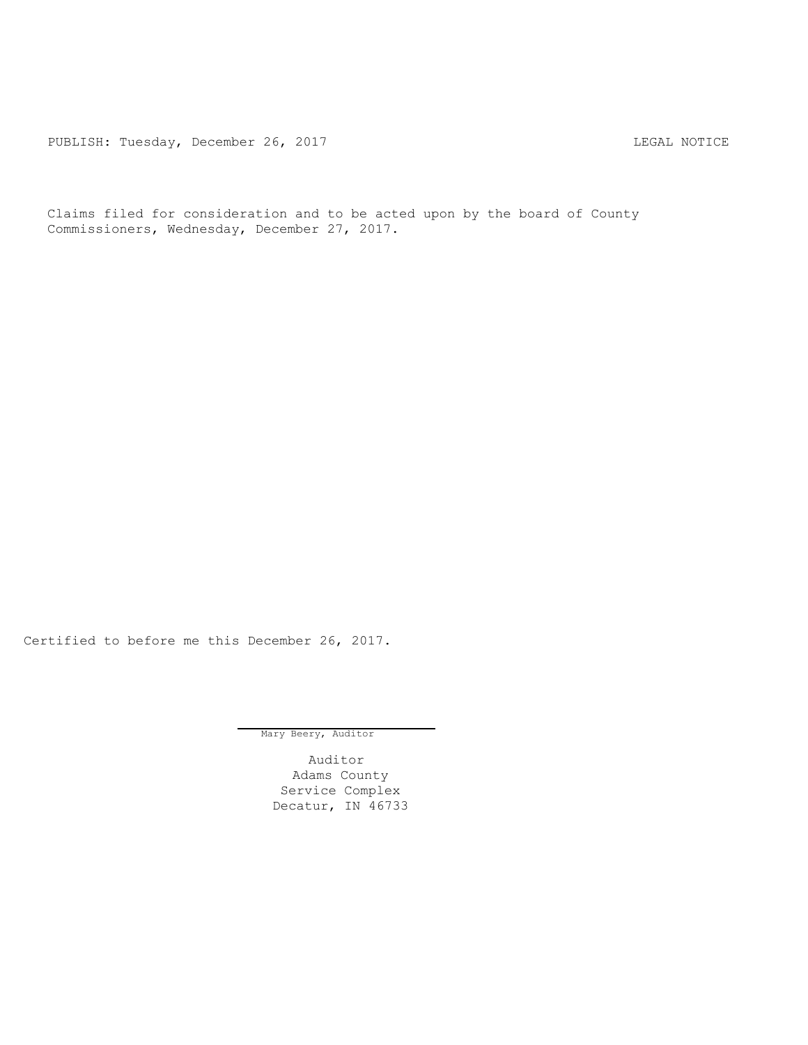PUBLISH: Tuesday, December 26, 2017 LEGAL NOTICE

Claims filed for consideration and to be acted upon by the board of County Commissioners, Wednesday, December 27, 2017.

Certified to before me this December 26, 2017.

Mary Beery, Auditor

Auditor
Adams County
Service Complex
Decatur, IN 46733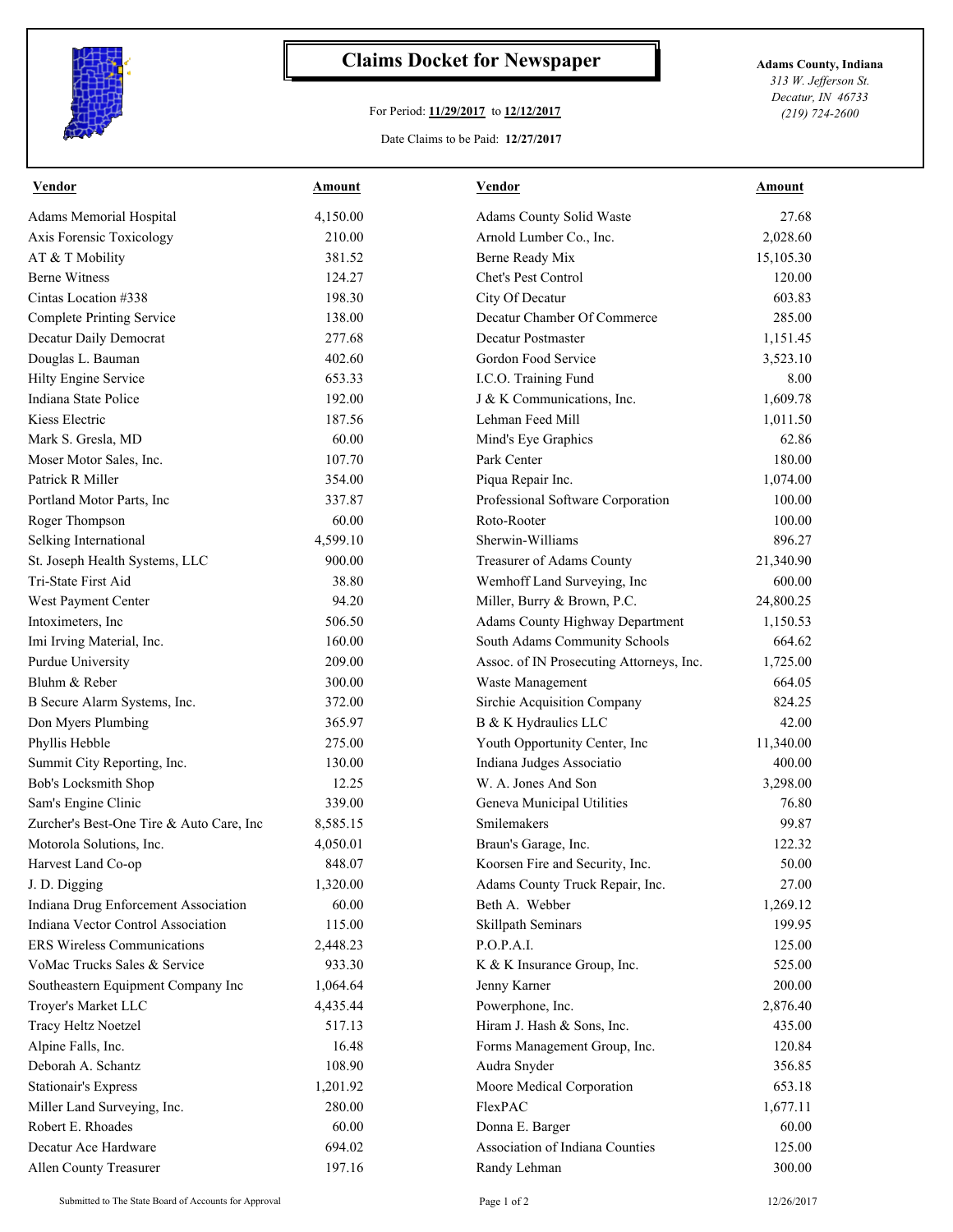# Claims Docket for Newspaper

For Period: **11/29/2017** to **12/12/2017**

Date Claims to be Paid: **12/27/2017**

**Adams County, Indiana**
*313 W. Jefferson St.*
*Decatur, IN 46733*
*(219) 724-2600*

| Vendor | Amount | Vendor | Amount |
|---|---|---|---|
| Adams Memorial Hospital | 4,150.00 | Adams County Solid Waste | 27.68 |
| Axis Forensic Toxicology | 210.00 | Arnold Lumber Co., Inc. | 2,028.60 |
| AT & T Mobility | 381.52 | Berne Ready Mix | 15,105.30 |
| Berne Witness | 124.27 | Chet's Pest Control | 120.00 |
| Cintas Location #338 | 198.30 | City Of Decatur | 603.83 |
| Complete Printing Service | 138.00 | Decatur Chamber Of Commerce | 285.00 |
| Decatur Daily Democrat | 277.68 | Decatur Postmaster | 1,151.45 |
| Douglas L. Bauman | 402.60 | Gordon Food Service | 3,523.10 |
| Hilty Engine Service | 653.33 | I.C.O. Training Fund | 8.00 |
| Indiana State Police | 192.00 | J & K Communications, Inc. | 1,609.78 |
| Kiess Electric | 187.56 | Lehman Feed Mill | 1,011.50 |
| Mark S. Gresla, MD | 60.00 | Mind's Eye Graphics | 62.86 |
| Moser Motor Sales, Inc. | 107.70 | Park Center | 180.00 |
| Patrick R Miller | 354.00 | Piqua Repair Inc. | 1,074.00 |
| Portland Motor Parts, Inc | 337.87 | Professional Software Corporation | 100.00 |
| Roger Thompson | 60.00 | Roto-Rooter | 100.00 |
| Selking International | 4,599.10 | Sherwin-Williams | 896.27 |
| St. Joseph Health Systems, LLC | 900.00 | Treasurer of Adams County | 21,340.90 |
| Tri-State First Aid | 38.80 | Wemhoff Land Surveying, Inc | 600.00 |
| West Payment Center | 94.20 | Miller, Burry & Brown, P.C. | 24,800.25 |
| Intoximeters, Inc | 506.50 | Adams County Highway Department | 1,150.53 |
| Imi Irving Material, Inc. | 160.00 | South Adams Community Schools | 664.62 |
| Purdue University | 209.00 | Assoc. of IN Prosecuting Attorneys, Inc. | 1,725.00 |
| Bluhm & Reber | 300.00 | Waste Management | 664.05 |
| B Secure Alarm Systems, Inc. | 372.00 | Sirchie Acquisition Company | 824.25 |
| Don Myers Plumbing | 365.97 | B & K Hydraulics LLC | 42.00 |
| Phyllis Hebble | 275.00 | Youth Opportunity Center, Inc | 11,340.00 |
| Summit City Reporting, Inc. | 130.00 | Indiana Judges Associatio | 400.00 |
| Bob's Locksmith Shop | 12.25 | W. A. Jones And Son | 3,298.00 |
| Sam's Engine Clinic | 339.00 | Geneva Municipal Utilities | 76.80 |
| Zurcher's Best-One Tire & Auto Care, Inc | 8,585.15 | Smilemakers | 99.87 |
| Motorola Solutions, Inc. | 4,050.01 | Braun's Garage, Inc. | 122.32 |
| Harvest Land Co-op | 848.07 | Koorsen Fire and Security, Inc. | 50.00 |
| J. D. Digging | 1,320.00 | Adams County Truck Repair, Inc. | 27.00 |
| Indiana Drug Enforcement Association | 60.00 | Beth A. Webber | 1,269.12 |
| Indiana Vector Control Association | 115.00 | Skillpath Seminars | 199.95 |
| ERS Wireless Communications | 2,448.23 | P.O.P.A.I. | 125.00 |
| VoMac Trucks Sales & Service | 933.30 | K & K Insurance Group, Inc. | 525.00 |
| Southeastern Equipment Company Inc | 1,064.64 | Jenny Karner | 200.00 |
| Troyer's Market LLC | 4,435.44 | Powerphone, Inc. | 2,876.40 |
| Tracy Heltz Noetzel | 517.13 | Hiram J. Hash & Sons, Inc. | 435.00 |
| Alpine Falls, Inc. | 16.48 | Forms Management Group, Inc. | 120.84 |
| Deborah A. Schantz | 108.90 | Audra Snyder | 356.85 |
| Stationair's Express | 1,201.92 | Moore Medical Corporation | 653.18 |
| Miller Land Surveying, Inc. | 280.00 | FlexPAC | 1,677.11 |
| Robert E. Rhoades | 60.00 | Donna E. Barger | 60.00 |
| Decatur Ace Hardware | 694.02 | Association of Indiana Counties | 125.00 |
| Allen County Treasurer | 197.16 | Randy Lehman | 300.00 |

Submitted to The State Board of Accounts for Approval — 12/26/2017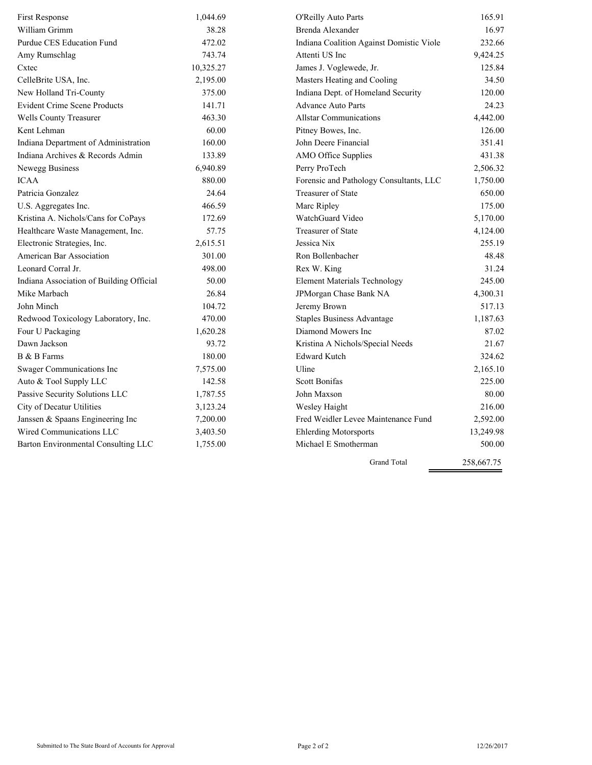| | |
|---|---|
| First Response | 1,044.69 |
| William Grimm | 38.28 |
| Purdue CES Education Fund | 472.02 |
| Amy Rumschlag | 743.74 |
| Cxtec | 10,325.27 |
| CelleBrite USA, Inc. | 2,195.00 |
| New Holland Tri-County | 375.00 |
| Evident Crime Scene Products | 141.71 |
| Wells County Treasurer | 463.30 |
| Kent Lehman | 60.00 |
| Indiana Department of Administration | 160.00 |
| Indiana Archives & Records Admin | 133.89 |
| Newegg Business | 6,940.89 |
| ICAA | 880.00 |
| Patricia Gonzalez | 24.64 |
| U.S. Aggregates Inc. | 466.59 |
| Kristina A. Nichols/Cans for CoPays | 172.69 |
| Healthcare Waste Management, Inc. | 57.75 |
| Electronic Strategies, Inc. | 2,615.51 |
| American Bar Association | 301.00 |
| Leonard Corral Jr. | 498.00 |
| Indiana Association of Building Official | 50.00 |
| Mike Marbach | 26.84 |
| John Minch | 104.72 |
| Redwood Toxicology Laboratory, Inc. | 470.00 |
| Four U Packaging | 1,620.28 |
| Dawn Jackson | 93.72 |
| B & B Farms | 180.00 |
| Swager Communications Inc | 7,575.00 |
| Auto & Tool Supply LLC | 142.58 |
| Passive Security Solutions LLC | 1,787.55 |
| City of Decatur Utilities | 3,123.24 |
| Janssen & Spaans Engineering Inc | 7,200.00 |
| Wired Communications LLC | 3,403.50 |
| Barton Environmental Consulting LLC | 1,755.00 |
| O'Reilly Auto Parts | 165.91 |
| Brenda Alexander | 16.97 |
| Indiana Coalition Against Domistic Viole | 232.66 |
| Attenti US Inc | 9,424.25 |
| James J. Voglewede, Jr. | 125.84 |
| Masters Heating and Cooling | 34.50 |
| Indiana Dept. of Homeland Security | 120.00 |
| Advance Auto Parts | 24.23 |
| Allstar Communications | 4,442.00 |
| Pitney Bowes, Inc. | 126.00 |
| John Deere Financial | 351.41 |
| AMO Office Supplies | 431.38 |
| Perry ProTech | 2,506.32 |
| Forensic and Pathology Consultants, LLC | 1,750.00 |
| Treasurer of State | 650.00 |
| Marc Ripley | 175.00 |
| WatchGuard Video | 5,170.00 |
| Treasurer of State | 4,124.00 |
| Jessica Nix | 255.19 |
| Ron Bollenbacher | 48.48 |
| Rex W. King | 31.24 |
| Element Materials Technology | 245.00 |
| JPMorgan Chase Bank NA | 4,300.31 |
| Jeremy Brown | 517.13 |
| Staples Business Advantage | 1,187.63 |
| Diamond Mowers Inc | 87.02 |
| Kristina A Nichols/Special Needs | 21.67 |
| Edward Kutch | 324.62 |
| Uline | 2,165.10 |
| Scott Bonifas | 225.00 |
| John Maxson | 80.00 |
| Wesley Haight | 216.00 |
| Fred Weidler Levee Maintenance Fund | 2,592.00 |
| Ehlerding Motorsports | 13,249.98 |
| Michael E Smotherman | 500.00 |
| Grand Total | 258,667.75 |

Submitted to The State Board of Accounts for Approval

12/26/2017